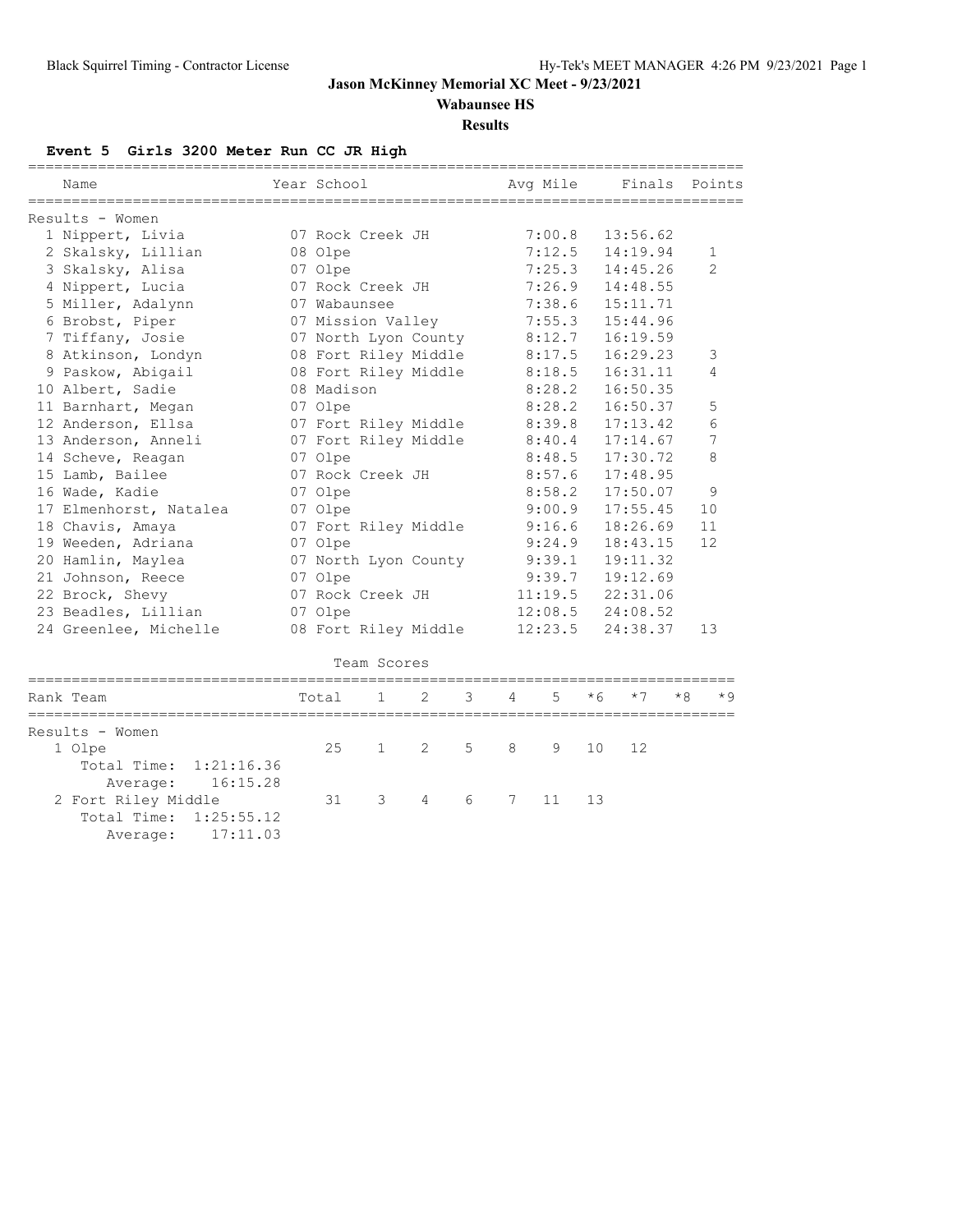# Jason McKinney Memorial XC Meet - 9/23/2021

## Wabaunsee HS

### Results

**Event 5 Girls 3200 Meter Run CC JR High**

Results - Women

| | Name | Year | School | Avg Mile | Finals | Points |
|---|---|---|---|---|---|---|
| 1 | Nippert, Livia | 07 | Rock Creek JH | 7:00.8 | 13:56.62 | |
| 2 | Skalsky, Lillian | 08 | Olpe | 7:12.5 | 14:19.94 | 1 |
| 3 | Skalsky, Alisa | 07 | Olpe | 7:25.3 | 14:45.26 | 2 |
| 4 | Nippert, Lucia | 07 | Rock Creek JH | 7:26.9 | 14:48.55 | |
| 5 | Miller, Adalynn | 07 | Wabaunsee | 7:38.6 | 15:11.71 | |
| 6 | Brobst, Piper | 07 | Mission Valley | 7:55.3 | 15:44.96 | |
| 7 | Tiffany, Josie | 07 | North Lyon County | 8:12.7 | 16:19.59 | |
| 8 | Atkinson, Londyn | 08 | Fort Riley Middle | 8:17.5 | 16:29.23 | 3 |
| 9 | Paskow, Abigail | 08 | Fort Riley Middle | 8:18.5 | 16:31.11 | 4 |
| 10 | Albert, Sadie | 08 | Madison | 8:28.2 | 16:50.35 | |
| 11 | Barnhart, Megan | 07 | Olpe | 8:28.2 | 16:50.37 | 5 |
| 12 | Anderson, Ellsa | 07 | Fort Riley Middle | 8:39.8 | 17:13.42 | 6 |
| 13 | Anderson, Anneli | 07 | Fort Riley Middle | 8:40.4 | 17:14.67 | 7 |
| 14 | Scheve, Reagan | 07 | Olpe | 8:48.5 | 17:30.72 | 8 |
| 15 | Lamb, Bailee | 07 | Rock Creek JH | 8:57.6 | 17:48.95 | |
| 16 | Wade, Kadie | 07 | Olpe | 8:58.2 | 17:50.07 | 9 |
| 17 | Elmenhorst, Natalea | 07 | Olpe | 9:00.9 | 17:55.45 | 10 |
| 18 | Chavis, Amaya | 07 | Fort Riley Middle | 9:16.6 | 18:26.69 | 11 |
| 19 | Weeden, Adriana | 07 | Olpe | 9:24.9 | 18:43.15 | 12 |
| 20 | Hamlin, Maylea | 07 | North Lyon County | 9:39.1 | 19:11.32 | |
| 21 | Johnson, Reece | 07 | Olpe | 9:39.7 | 19:12.69 | |
| 22 | Brock, Shevy | 07 | Rock Creek JH | 11:19.5 | 22:31.06 | |
| 23 | Beadles, Lillian | 07 | Olpe | 12:08.5 | 24:08.52 | |
| 24 | Greenlee, Michelle | 08 | Fort Riley Middle | 12:23.5 | 24:38.37 | 13 |

Team Scores

Results - Women

| Rank | Team | Total | 1 | 2 | 3 | 4 | 5 | *6 | *7 | *8 | *9 |
|---|---|---|---|---|---|---|---|---|---|---|---|
| 1 | Olpe | 25 | 1 | 2 | 5 | 8 | 9 | 10 | 12 | | |
| | Total Time: 1:21:16.36 | | | | | | | | | | |
| | Average: 16:15.28 | | | | | | | | | | |
| 2 | Fort Riley Middle | 31 | 3 | 4 | 6 | 7 | 11 | 13 | | | |
| | Total Time: 1:25:55.12 | | | | | | | | | | |
| | Average: 17:11.03 | | | | | | | | | | |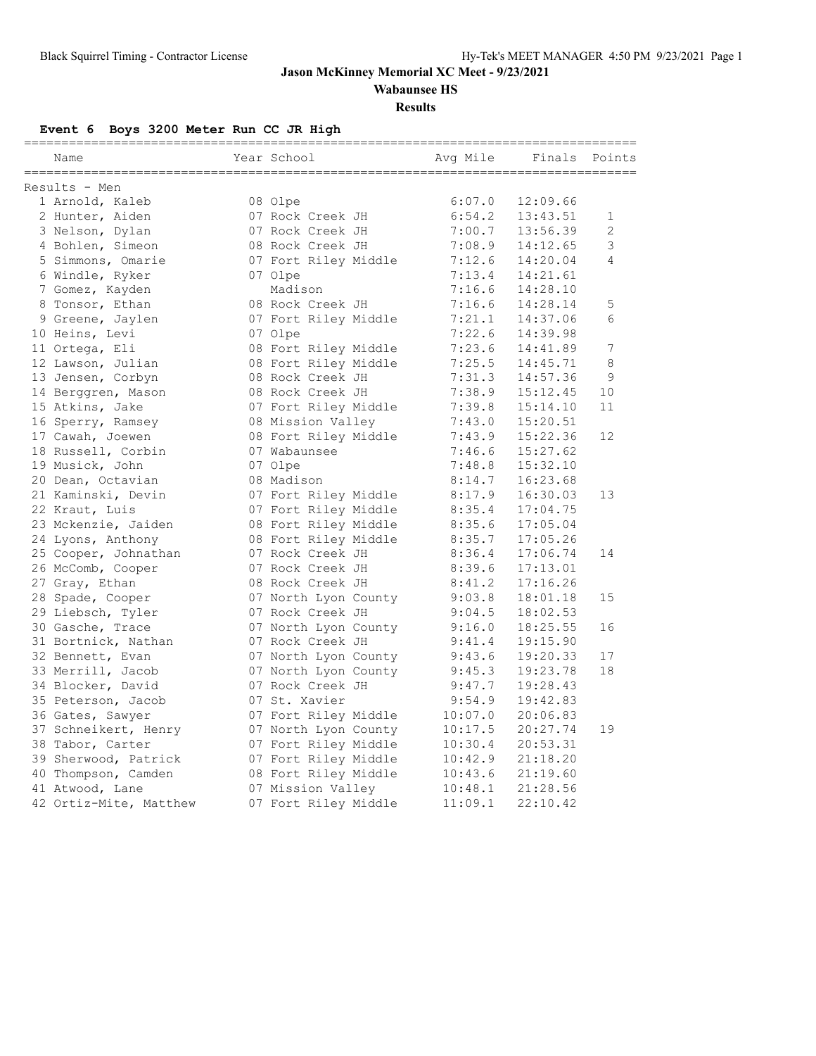# Jason McKinney Memorial XC Meet - 9/23/2021

## Wabaunsee HS

### Results

**Event 6 Boys 3200 Meter Run CC JR High**

Results - Men

| | Name | Year | School | Avg Mile | Finals | Points |
|---|---|---|---|---|---|---|
| 1 | Arnold, Kaleb | 08 | Olpe | 6:07.0 | 12:09.66 | |
| 2 | Hunter, Aiden | 07 | Rock Creek JH | 6:54.2 | 13:43.51 | 1 |
| 3 | Nelson, Dylan | 07 | Rock Creek JH | 7:00.7 | 13:56.39 | 2 |
| 4 | Bohlen, Simeon | 08 | Rock Creek JH | 7:08.9 | 14:12.65 | 3 |
| 5 | Simmons, Omarie | 07 | Fort Riley Middle | 7:12.6 | 14:20.04 | 4 |
| 6 | Windle, Ryker | 07 | Olpe | 7:13.4 | 14:21.61 | |
| 7 | Gomez, Kayden | | Madison | 7:16.6 | 14:28.10 | |
| 8 | Tonsor, Ethan | 08 | Rock Creek JH | 7:16.6 | 14:28.14 | 5 |
| 9 | Greene, Jaylen | 07 | Fort Riley Middle | 7:21.1 | 14:37.06 | 6 |
| 10 | Heins, Levi | 07 | Olpe | 7:22.6 | 14:39.98 | |
| 11 | Ortega, Eli | 08 | Fort Riley Middle | 7:23.6 | 14:41.89 | 7 |
| 12 | Lawson, Julian | 08 | Fort Riley Middle | 7:25.5 | 14:45.71 | 8 |
| 13 | Jensen, Corbyn | 08 | Rock Creek JH | 7:31.3 | 14:57.36 | 9 |
| 14 | Berggren, Mason | 08 | Rock Creek JH | 7:38.9 | 15:12.45 | 10 |
| 15 | Atkins, Jake | 07 | Fort Riley Middle | 7:39.8 | 15:14.10 | 11 |
| 16 | Sperry, Ramsey | 08 | Mission Valley | 7:43.0 | 15:20.51 | |
| 17 | Cawah, Joewen | 08 | Fort Riley Middle | 7:43.9 | 15:22.36 | 12 |
| 18 | Russell, Corbin | 07 | Wabaunsee | 7:46.6 | 15:27.62 | |
| 19 | Musick, John | 07 | Olpe | 7:48.8 | 15:32.10 | |
| 20 | Dean, Octavian | 08 | Madison | 8:14.7 | 16:23.68 | |
| 21 | Kaminski, Devin | 07 | Fort Riley Middle | 8:17.9 | 16:30.03 | 13 |
| 22 | Kraut, Luis | 07 | Fort Riley Middle | 8:35.4 | 17:04.75 | |
| 23 | Mckenzie, Jaiden | 08 | Fort Riley Middle | 8:35.6 | 17:05.04 | |
| 24 | Lyons, Anthony | 08 | Fort Riley Middle | 8:35.7 | 17:05.26 | |
| 25 | Cooper, Johnathan | 07 | Rock Creek JH | 8:36.4 | 17:06.74 | 14 |
| 26 | McComb, Cooper | 07 | Rock Creek JH | 8:39.6 | 17:13.01 | |
| 27 | Gray, Ethan | 08 | Rock Creek JH | 8:41.2 | 17:16.26 | |
| 28 | Spade, Cooper | 07 | North Lyon County | 9:03.8 | 18:01.18 | 15 |
| 29 | Liebsch, Tyler | 07 | Rock Creek JH | 9:04.5 | 18:02.53 | |
| 30 | Gasche, Trace | 07 | North Lyon County | 9:16.0 | 18:25.55 | 16 |
| 31 | Bortnick, Nathan | 07 | Rock Creek JH | 9:41.4 | 19:15.90 | |
| 32 | Bennett, Evan | 07 | North Lyon County | 9:43.6 | 19:20.33 | 17 |
| 33 | Merrill, Jacob | 07 | North Lyon County | 9:45.3 | 19:23.78 | 18 |
| 34 | Blocker, David | 07 | Rock Creek JH | 9:47.7 | 19:28.43 | |
| 35 | Peterson, Jacob | 07 | St. Xavier | 9:54.9 | 19:42.83 | |
| 36 | Gates, Sawyer | 07 | Fort Riley Middle | 10:07.0 | 20:06.83 | |
| 37 | Schneikert, Henry | 07 | North Lyon County | 10:17.5 | 20:27.74 | 19 |
| 38 | Tabor, Carter | 07 | Fort Riley Middle | 10:30.4 | 20:53.31 | |
| 39 | Sherwood, Patrick | 07 | Fort Riley Middle | 10:42.9 | 21:18.20 | |
| 40 | Thompson, Camden | 08 | Fort Riley Middle | 10:43.6 | 21:19.60 | |
| 41 | Atwood, Lane | 07 | Mission Valley | 10:48.1 | 21:28.56 | |
| 42 | Ortiz-Mite, Matthew | 07 | Fort Riley Middle | 11:09.1 | 22:10.42 | |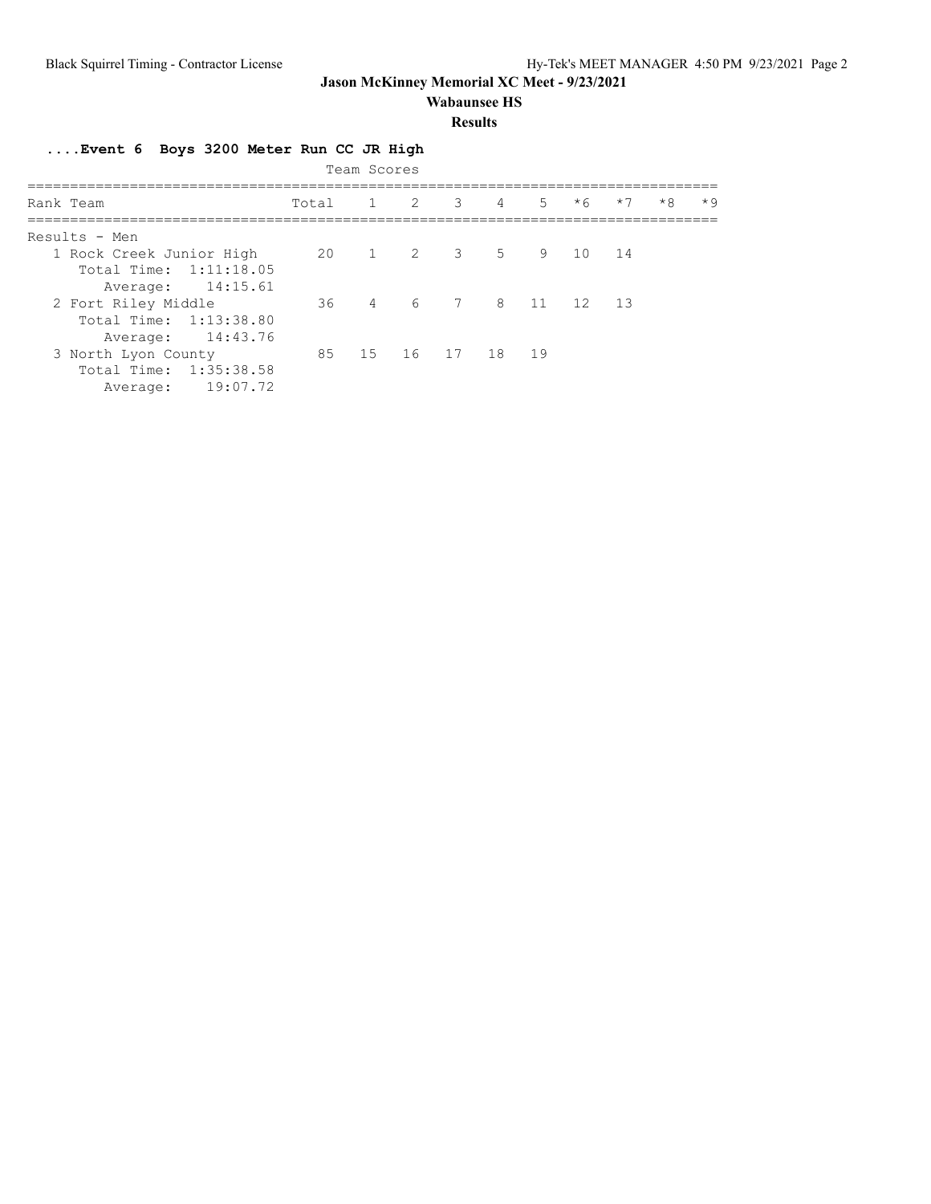**Jason McKinney Memorial XC Meet - 9/23/2021**

**Wabaunsee HS**

**Results**

### ....Event 6 Boys 3200 Meter Run CC JR High

Team Scores

| Rank | Team | Total | 1 | 2 | 3 | 4 | 5 | *6 | *7 | *8 | *9 |
|---|---|---|---|---|---|---|---|---|---|---|---|
| Results - Men | | | | | | | | | | | |
| 1 | Rock Creek Junior High | 20 | 1 | 2 | 3 | 5 | 9 | 10 | 14 | | |
| | Total Time: 1:11:18.05 | | | | | | | | | | |
| | Average: 14:15.61 | | | | | | | | | | |
| 2 | Fort Riley Middle | 36 | 4 | 6 | 7 | 8 | 11 | 12 | 13 | | |
| | Total Time: 1:13:38.80 | | | | | | | | | | |
| | Average: 14:43.76 | | | | | | | | | | |
| 3 | North Lyon County | 85 | 15 | 16 | 17 | 18 | 19 | | | | |
| | Total Time: 1:35:38.58 | | | | | | | | | | |
| | Average: 19:07.72 | | | | | | | | | | |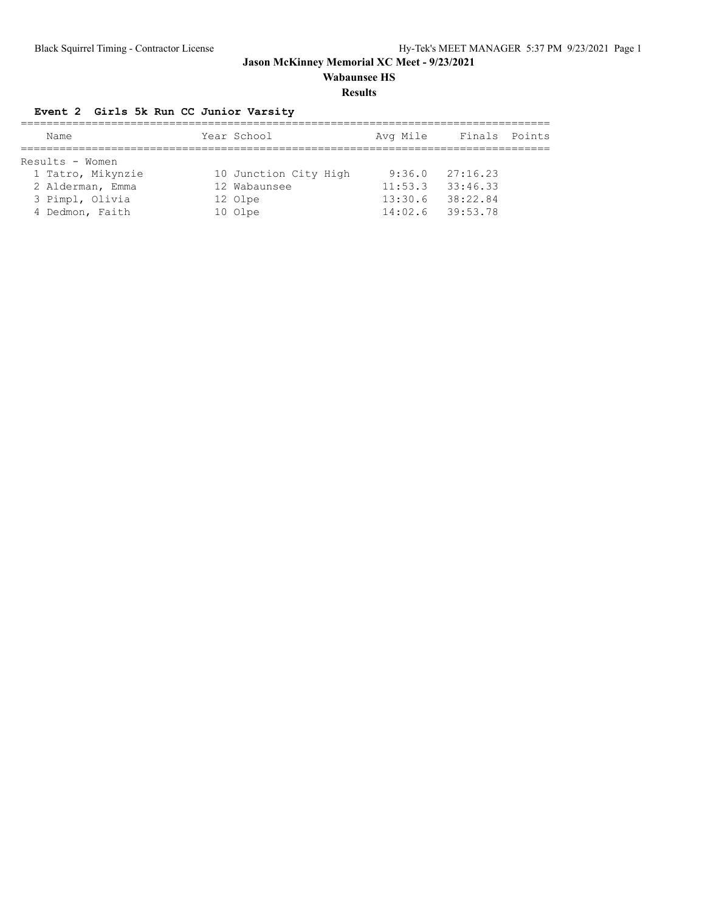**Jason McKinney Memorial XC Meet - 9/23/2021**

**Wabaunsee HS**

**Results**

### Event 2 Girls 5k Run CC Junior Varsity

Results - Women

| | Name | Year | School | Avg Mile | Finals | Points |
|---|---|---|---|---|---|---|
| 1 | Tatro, Mikynzie | 10 | Junction City High | 9:36.0 | 27:16.23 | |
| 2 | Alderman, Emma | 12 | Wabaunsee | 11:53.3 | 33:46.33 | |
| 3 | Pimpl, Olivia | 12 | Olpe | 13:30.6 | 38:22.84 | |
| 4 | Dedmon, Faith | 10 | Olpe | 14:02.6 | 39:53.78 | |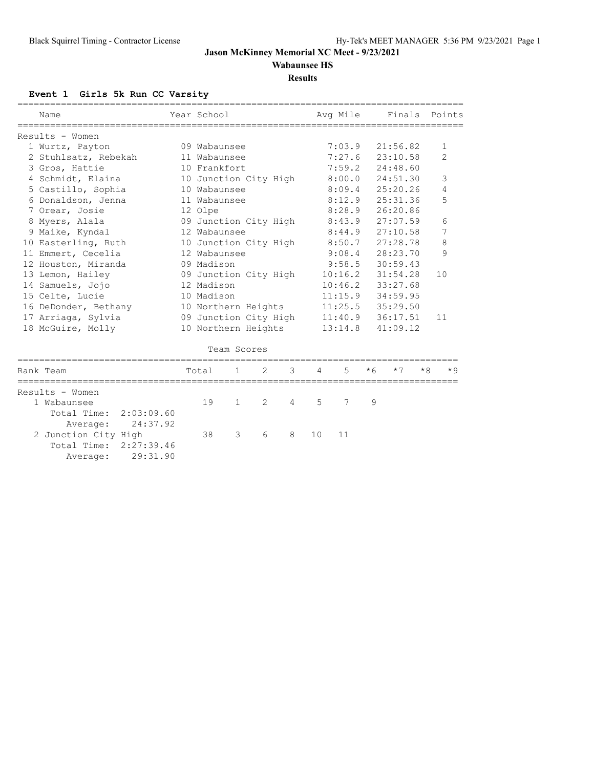**Jason McKinney Memorial XC Meet - 9/23/2021**

**Wabaunsee HS**

**Results**

### Event 1 Girls 5k Run CC Varsity

Results - Women

| | Name | Year | School | Avg Mile | Finals | Points |
|---|---|---|---|---|---|---|
| 1 | Wurtz, Payton | 09 | Wabaunsee | 7:03.9 | 21:56.82 | 1 |
| 2 | Stuhlsatz, Rebekah | 11 | Wabaunsee | 7:27.6 | 23:10.58 | 2 |
| 3 | Gros, Hattie | 10 | Frankfort | 7:59.2 | 24:48.60 | |
| 4 | Schmidt, Elaina | 10 | Junction City High | 8:00.0 | 24:51.30 | 3 |
| 5 | Castillo, Sophia | 10 | Wabaunsee | 8:09.4 | 25:20.26 | 4 |
| 6 | Donaldson, Jenna | 11 | Wabaunsee | 8:12.9 | 25:31.36 | 5 |
| 7 | Orear, Josie | 12 | Olpe | 8:28.9 | 26:20.86 | |
| 8 | Myers, Alala | 09 | Junction City High | 8:43.9 | 27:07.59 | 6 |
| 9 | Maike, Kyndal | 12 | Wabaunsee | 8:44.9 | 27:10.58 | 7 |
| 10 | Easterling, Ruth | 10 | Junction City High | 8:50.7 | 27:28.78 | 8 |
| 11 | Emmert, Cecelia | 12 | Wabaunsee | 9:08.4 | 28:23.70 | 9 |
| 12 | Houston, Miranda | 09 | Madison | 9:58.5 | 30:59.43 | |
| 13 | Lemon, Hailey | 09 | Junction City High | 10:16.2 | 31:54.28 | 10 |
| 14 | Samuels, Jojo | 12 | Madison | 10:46.2 | 33:27.68 | |
| 15 | Celte, Lucie | 10 | Madison | 11:15.9 | 34:59.95 | |
| 16 | DeDonder, Bethany | 10 | Northern Heights | 11:25.5 | 35:29.50 | |
| 17 | Arriaga, Sylvia | 09 | Junction City High | 11:40.9 | 36:17.51 | 11 |
| 18 | McGuire, Molly | 10 | Northern Heights | 13:14.8 | 41:09.12 | |

Team Scores

Results - Women

| Rank | Team | Total | 1 | 2 | 3 | 4 | 5 | *6 | *7 | *8 | *9 |
|---|---|---|---|---|---|---|---|---|---|---|---|
| 1 | Wabaunsee | 19 | 1 | 2 | 4 | 5 | 7 | 9 | | | |
| | Total Time: 2:03:09.60 | | | | | | | | | | |
| | Average: 24:37.92 | | | | | | | | | | |
| 2 | Junction City High | 38 | 3 | 6 | 8 | 10 | 11 | | | | |
| | Total Time: 2:27:39.46 | | | | | | | | | | |
| | Average: 29:31.90 | | | | | | | | | | |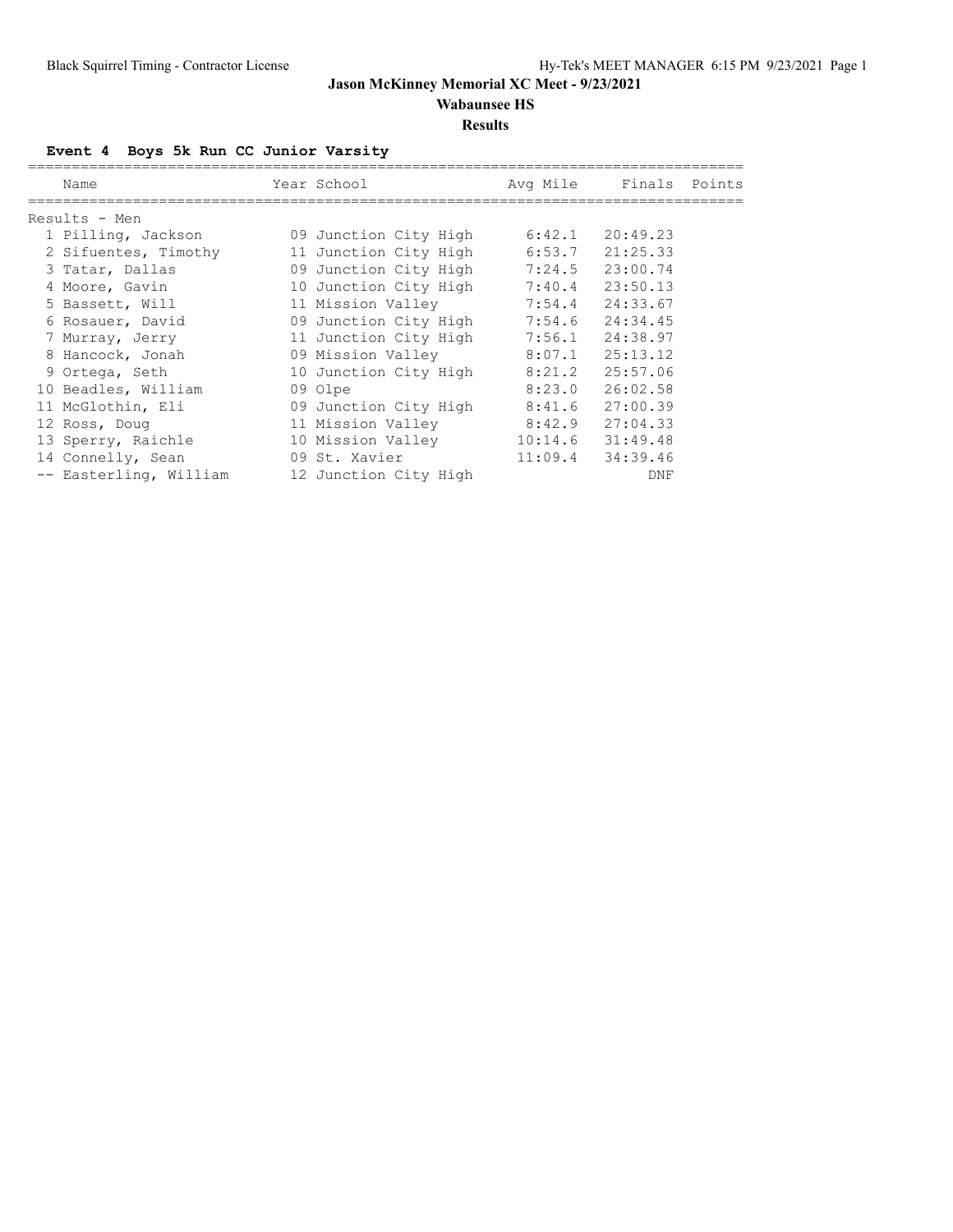**Jason McKinney Memorial XC Meet - 9/23/2021**

**Wabaunsee HS**

**Results**

### Event 4 Boys 5k Run CC Junior Varsity

| | Name | Year | School | Avg Mile | Finals | Points |
|---|---|---|---|---|---|---|
| **Results - Men** | | | | | | |
| 1 | Pilling, Jackson | 09 | Junction City High | 6:42.1 | 20:49.23 | |
| 2 | Sifuentes, Timothy | 11 | Junction City High | 6:53.7 | 21:25.33 | |
| 3 | Tatar, Dallas | 09 | Junction City High | 7:24.5 | 23:00.74 | |
| 4 | Moore, Gavin | 10 | Junction City High | 7:40.4 | 23:50.13 | |
| 5 | Bassett, Will | 11 | Mission Valley | 7:54.4 | 24:33.67 | |
| 6 | Rosauer, David | 09 | Junction City High | 7:54.6 | 24:34.45 | |
| 7 | Murray, Jerry | 11 | Junction City High | 7:56.1 | 24:38.97 | |
| 8 | Hancock, Jonah | 09 | Mission Valley | 8:07.1 | 25:13.12 | |
| 9 | Ortega, Seth | 10 | Junction City High | 8:21.2 | 25:57.06 | |
| 10 | Beadles, William | 09 | Olpe | 8:23.0 | 26:02.58 | |
| 11 | McGlothin, Eli | 09 | Junction City High | 8:41.6 | 27:00.39 | |
| 12 | Ross, Doug | 11 | Mission Valley | 8:42.9 | 27:04.33 | |
| 13 | Sperry, Raichle | 10 | Mission Valley | 10:14.6 | 31:49.48 | |
| 14 | Connelly, Sean | 09 | St. Xavier | 11:09.4 | 34:39.46 | |
| -- | Easterling, William | 12 | Junction City High | | DNF | |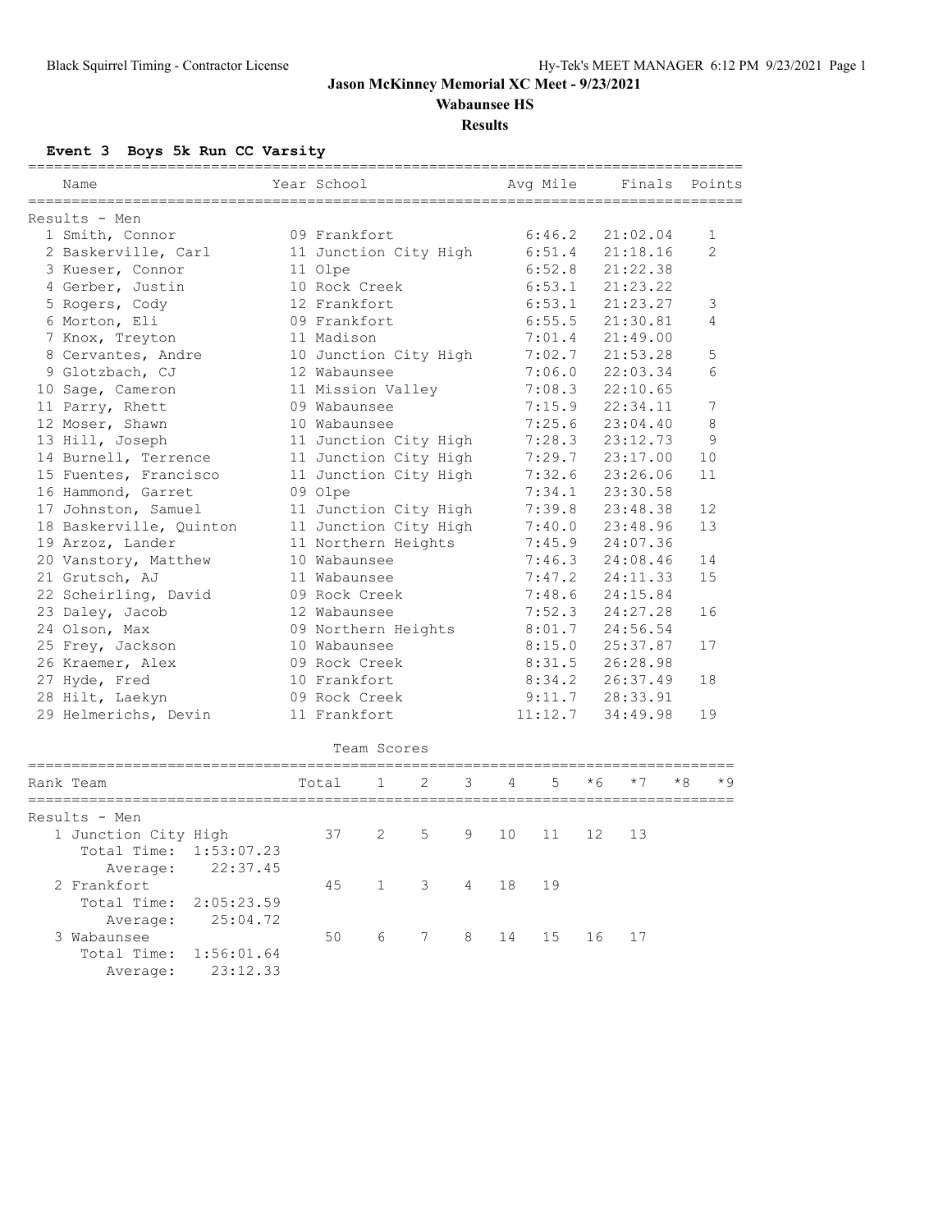**Jason McKinney Memorial XC Meet - 9/23/2021**

**Wabaunsee HS**

**Results**

### Event 3 Boys 5k Run CC Varsity

Results - Men

| | Name | Year | School | Avg Mile | Finals | Points |
|---|---|---|---|---|---|---|
| 1 | Smith, Connor | 09 | Frankfort | 6:46.2 | 21:02.04 | 1 |
| 2 | Baskerville, Carl | 11 | Junction City High | 6:51.4 | 21:18.16 | 2 |
| 3 | Kueser, Connor | 11 | Olpe | 6:52.8 | 21:22.38 | |
| 4 | Gerber, Justin | 10 | Rock Creek | 6:53.1 | 21:23.22 | |
| 5 | Rogers, Cody | 12 | Frankfort | 6:53.1 | 21:23.27 | 3 |
| 6 | Morton, Eli | 09 | Frankfort | 6:55.5 | 21:30.81 | 4 |
| 7 | Knox, Treyton | 11 | Madison | 7:01.4 | 21:49.00 | |
| 8 | Cervantes, Andre | 10 | Junction City High | 7:02.7 | 21:53.28 | 5 |
| 9 | Glotzbach, CJ | 12 | Wabaunsee | 7:06.0 | 22:03.34 | 6 |
| 10 | Sage, Cameron | 11 | Mission Valley | 7:08.3 | 22:10.65 | |
| 11 | Parry, Rhett | 09 | Wabaunsee | 7:15.9 | 22:34.11 | 7 |
| 12 | Moser, Shawn | 10 | Wabaunsee | 7:25.6 | 23:04.40 | 8 |
| 13 | Hill, Joseph | 11 | Junction City High | 7:28.3 | 23:12.73 | 9 |
| 14 | Burnell, Terrence | 11 | Junction City High | 7:29.7 | 23:17.00 | 10 |
| 15 | Fuentes, Francisco | 11 | Junction City High | 7:32.6 | 23:26.06 | 11 |
| 16 | Hammond, Garret | 09 | Olpe | 7:34.1 | 23:30.58 | |
| 17 | Johnston, Samuel | 11 | Junction City High | 7:39.8 | 23:48.38 | 12 |
| 18 | Baskerville, Quinton | 11 | Junction City High | 7:40.0 | 23:48.96 | 13 |
| 19 | Arzoz, Lander | 11 | Northern Heights | 7:45.9 | 24:07.36 | |
| 20 | Vanstory, Matthew | 10 | Wabaunsee | 7:46.3 | 24:08.46 | 14 |
| 21 | Grutsch, AJ | 11 | Wabaunsee | 7:47.2 | 24:11.33 | 15 |
| 22 | Scheirling, David | 09 | Rock Creek | 7:48.6 | 24:15.84 | |
| 23 | Daley, Jacob | 12 | Wabaunsee | 7:52.3 | 24:27.28 | 16 |
| 24 | Olson, Max | 09 | Northern Heights | 8:01.7 | 24:56.54 | |
| 25 | Frey, Jackson | 10 | Wabaunsee | 8:15.0 | 25:37.87 | 17 |
| 26 | Kraemer, Alex | 09 | Rock Creek | 8:31.5 | 26:28.98 | |
| 27 | Hyde, Fred | 10 | Frankfort | 8:34.2 | 26:37.49 | 18 |
| 28 | Hilt, Laekyn | 09 | Rock Creek | 9:11.7 | 28:33.91 | |
| 29 | Helmerichs, Devin | 11 | Frankfort | 11:12.7 | 34:49.98 | 19 |

Team Scores

Results - Men

| Rank | Team | Total | 1 | 2 | 3 | 4 | 5 | *6 | *7 | *8 | *9 |
|---|---|---|---|---|---|---|---|---|---|---|---|
| 1 | Junction City High | 37 | 2 | 5 | 9 | 10 | 11 | 12 | 13 | | |
| | Total Time: 1:53:07.23 | | | | | | | | | | |
| | Average: 22:37.45 | | | | | | | | | | |
| 2 | Frankfort | 45 | 1 | 3 | 4 | 18 | 19 | | | | |
| | Total Time: 2:05:23.59 | | | | | | | | | | |
| | Average: 25:04.72 | | | | | | | | | | |
| 3 | Wabaunsee | 50 | 6 | 7 | 8 | 14 | 15 | 16 | 17 | | |
| | Total Time: 1:56:01.64 | | | | | | | | | | |
| | Average: 23:12.33 | | | | | | | | | | |